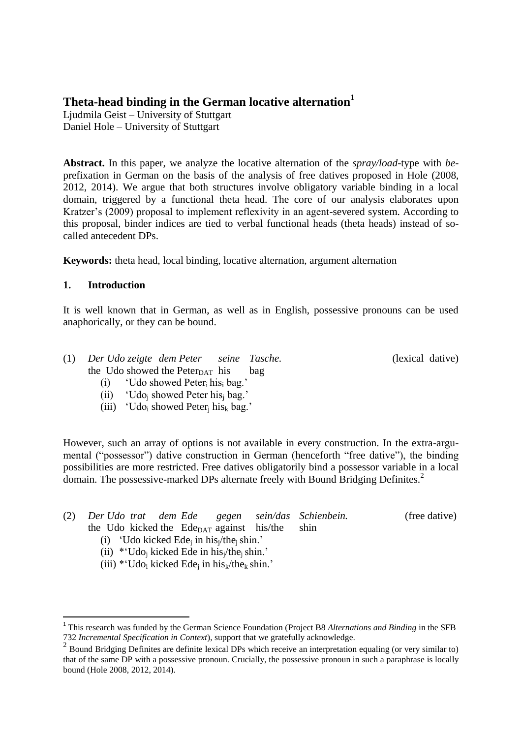# Theta-head binding in the German locative alternation[1]

Ljudmila Geist – University of Stuttgart
Daniel Hole – University of Stuttgart

**Abstract.** In this paper, we analyze the locative alternation of the *spray/load*-type with *be*-prefixation in German on the basis of the analysis of free datives proposed in Hole (2008, 2012, 2014). We argue that both structures involve obligatory variable binding in a local domain, triggered by a functional theta head. The core of our analysis elaborates upon Kratzer's (2009) proposal to implement reflexivity in an agent-severed system. According to this proposal, binder indices are tied to verbal functional heads (theta heads) instead of so-called antecedent DPs.

**Keywords:** theta head, local binding, locative alternation, argument alternation

## 1. Introduction

It is well known that in German, as well as in English, possessive pronouns can be used anaphorically, or they can be bound.

(1) *Der Udo zeigte dem Peter seine Tasche.* (lexical dative)
the Udo showed the Peter$_{DAT}$ his bag
(i) 'Udo showed Peter$_i$ his$_i$ bag.'
(ii) 'Udo$_j$ showed Peter his$_j$ bag.'
(iii) 'Udo$_i$ showed Peter$_j$ his$_k$ bag.'

However, such an array of options is not available in every construction. In the extra-argumental ("possessor") dative construction in German (henceforth "free dative"), the binding possibilities are more restricted. Free datives obligatorily bind a possessor variable in a local domain. The possessive-marked DPs alternate freely with Bound Bridging Definites.[2]

(2) *Der Udo trat dem Ede gegen sein/das Schienbein.* (free dative)
the Udo kicked the Ede$_{DAT}$ against his/the shin
(i) 'Udo kicked Ede$_j$ in his$_j$/the$_j$ shin.'
(ii) *'Udo$_j$ kicked Ede in his$_j$/the$_j$ shin.'
(iii) *'Udo$_i$ kicked Ede$_j$ in his$_k$/the$_k$ shin.'

[1] This research was funded by the German Science Foundation (Project B8 *Alternations and Binding* in the SFB 732 *Incremental Specification in Context*), support that we gratefully acknowledge.

[2] Bound Bridging Definites are definite lexical DPs which receive an interpretation equaling (or very similar to) that of the same DP with a possessive pronoun. Crucially, the possessive pronoun in such a paraphrase is locally bound (Hole 2008, 2012, 2014).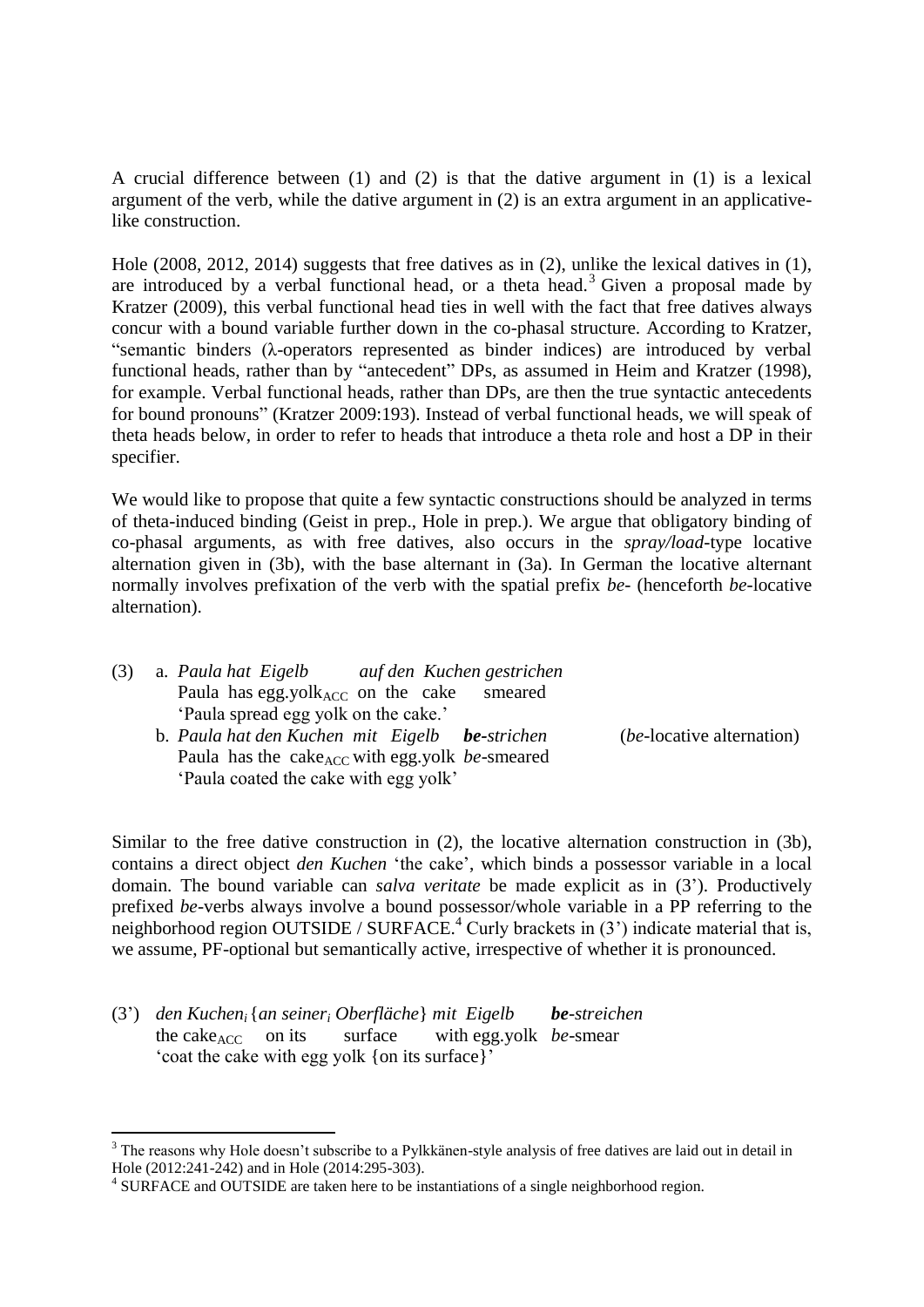A crucial difference between (1) and (2) is that the dative argument in (1) is a lexical argument of the verb, while the dative argument in (2) is an extra argument in an applicative-like construction.

Hole (2008, 2012, 2014) suggests that free datives as in (2), unlike the lexical datives in (1), are introduced by a verbal functional head, or a theta head.[3] Given a proposal made by Kratzer (2009), this verbal functional head ties in well with the fact that free datives always concur with a bound variable further down in the co-phasal structure. According to Kratzer, "semantic binders (λ-operators represented as binder indices) are introduced by verbal functional heads, rather than by "antecedent" DPs, as assumed in Heim and Kratzer (1998), for example. Verbal functional heads, rather than DPs, are then the true syntactic antecedents for bound pronouns" (Kratzer 2009:193). Instead of verbal functional heads, we will speak of theta heads below, in order to refer to heads that introduce a theta role and host a DP in their specifier.

We would like to propose that quite a few syntactic constructions should be analyzed in terms of theta-induced binding (Geist in prep., Hole in prep.). We argue that obligatory binding of co-phasal arguments, as with free datives, also occurs in the *spray/load*-type locative alternation given in (3b), with the base alternant in (3a). In German the locative alternant normally involves prefixation of the verb with the spatial prefix *be-* (henceforth *be*-locative alternation).

(3) a. *Paula hat Eigelb auf den Kuchen gestrichen*
   Paula has egg.yolk$_{ACC}$ on the cake smeared
   'Paula spread egg yolk on the cake.'
   b. *Paula hat den Kuchen mit Eigelb* ***be****-strichen* (*be*-locative alternation)
   Paula has the cake$_{ACC}$ with egg.yolk *be*-smeared
   'Paula coated the cake with egg yolk'

Similar to the free dative construction in (2), the locative alternation construction in (3b), contains a direct object *den Kuchen* 'the cake', which binds a possessor variable in a local domain. The bound variable can *salva veritate* be made explicit as in (3'). Productively prefixed *be*-verbs always involve a bound possessor/whole variable in a PP referring to the neighborhood region OUTSIDE / SURFACE.[4] Curly brackets in (3') indicate material that is, we assume, PF-optional but semantically active, irrespective of whether it is pronounced.

(3') *den Kuchen$_i$ {an seiner$_i$ Oberfläche} mit Eigelb* ***be****-streichen*
   the cake$_{ACC}$ on its surface with egg.yolk *be*-smear
   'coat the cake with egg yolk {on its surface}'

---

[3] The reasons why Hole doesn't subscribe to a Pylkkänen-style analysis of free datives are laid out in detail in Hole (2012:241-242) and in Hole (2014:295-303).

[4] SURFACE and OUTSIDE are taken here to be instantiations of a single neighborhood region.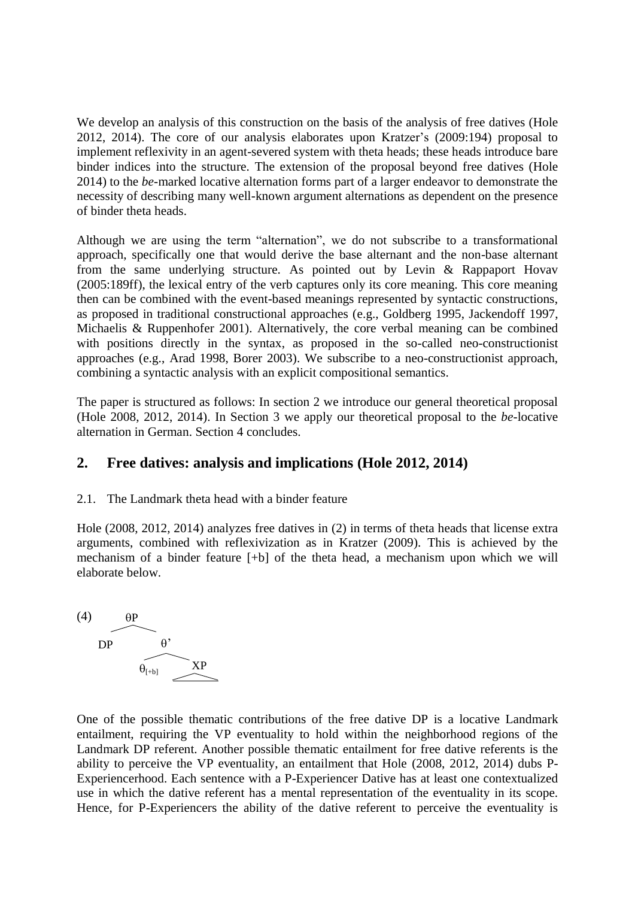We develop an analysis of this construction on the basis of the analysis of free datives (Hole 2012, 2014). The core of our analysis elaborates upon Kratzer's (2009:194) proposal to implement reflexivity in an agent-severed system with theta heads; these heads introduce bare binder indices into the structure. The extension of the proposal beyond free datives (Hole 2014) to the *be*-marked locative alternation forms part of a larger endeavor to demonstrate the necessity of describing many well-known argument alternations as dependent on the presence of binder theta heads.

Although we are using the term "alternation", we do not subscribe to a transformational approach, specifically one that would derive the base alternant and the non-base alternant from the same underlying structure. As pointed out by Levin & Rappaport Hovav (2005:189ff), the lexical entry of the verb captures only its core meaning. This core meaning then can be combined with the event-based meanings represented by syntactic constructions, as proposed in traditional constructional approaches (e.g., Goldberg 1995, Jackendoff 1997, Michaelis & Ruppenhofer 2001). Alternatively, the core verbal meaning can be combined with positions directly in the syntax, as proposed in the so-called neo-constructionist approaches (e.g., Arad 1998, Borer 2003). We subscribe to a neo-constructionist approach, combining a syntactic analysis with an explicit compositional semantics.

The paper is structured as follows: In section 2 we introduce our general theoretical proposal (Hole 2008, 2012, 2014). In Section 3 we apply our theoretical proposal to the *be*-locative alternation in German. Section 4 concludes.

## 2. Free datives: analysis and implications (Hole 2012, 2014)

### 2.1. The Landmark theta head with a binder feature

Hole (2008, 2012, 2014) analyzes free datives in (2) in terms of theta heads that license extra arguments, combined with reflexivization as in Kratzer (2009). This is achieved by the mechanism of a binder feature [+b] of the theta head, a mechanism upon which we will elaborate below.

(4) [θP DP [θ' $\theta_{[+b]}$ XP ]]

One of the possible thematic contributions of the free dative DP is a locative Landmark entailment, requiring the VP eventuality to hold within the neighborhood regions of the Landmark DP referent. Another possible thematic entailment for free dative referents is the ability to perceive the VP eventuality, an entailment that Hole (2008, 2012, 2014) dubs P-Experiencerhood. Each sentence with a P-Experiencer Dative has at least one contextualized use in which the dative referent has a mental representation of the eventuality in its scope. Hence, for P-Experiencers the ability of the dative referent to perceive the eventuality is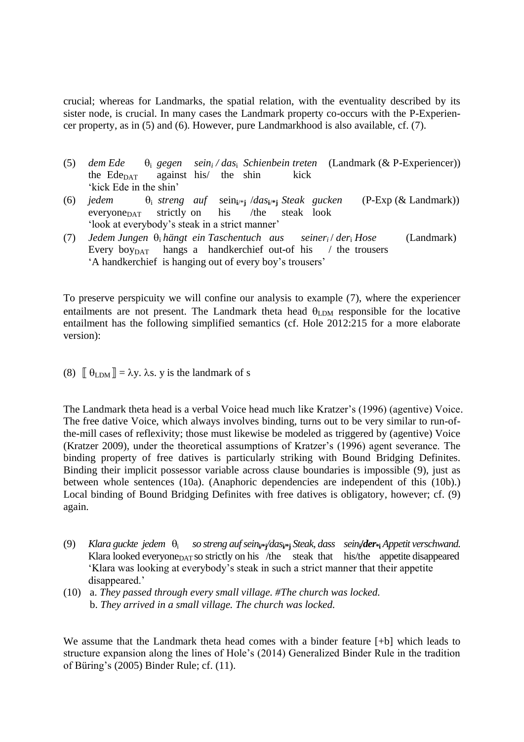crucial; whereas for Landmarks, the spatial relation, with the eventuality described by its sister node, is crucial. In many cases the Landmark property co-occurs with the P-Experiencer property, as in (5) and (6). However, pure Landmarkhood is also available, cf. (7).

(5) *dem Ede* $\theta_i$ *gegen sein$_i$ / das$_i$ Schienbein treten* (Landmark (& P-Experiencer))
the Ede$_{DAT}$ against his/ the shin kick
'kick Ede in the shin'

(6) *jedem* $\theta_i$ *streng auf* sein$_{i/*j}$ /*das$_{i/*j}$ Steak gucken* (P-Exp (& Landmark))
everyone$_{DAT}$ strictly on his /the steak look
'look at everybody's steak in a strict manner'

(7) *Jedem Jungen* $\theta_i$ *hängt ein Taschentuch aus seiner$_i$ / der$_i$ Hose* (Landmark)
Every boy$_{DAT}$ hangs a handkerchief out-of his / the trousers
'A handkerchief is hanging out of every boy's trousers'

To preserve perspicuity we will confine our analysis to example (7), where the experiencer entailments are not present. The Landmark theta head $\theta_{LDM}$ responsible for the locative entailment has the following simplified semantics (cf. Hole 2012:215 for a more elaborate version):

(8) $[\![ \theta_{LDM} ]\!] = \lambda y.\ \lambda s.$ y is the landmark of s

The Landmark theta head is a verbal Voice head much like Kratzer's (1996) (agentive) Voice. The free dative Voice, which always involves binding, turns out to be very similar to run-of-the-mill cases of reflexivity; those must likewise be modeled as triggered by (agentive) Voice (Kratzer 2009), under the theoretical assumptions of Kratzer's (1996) agent severance. The binding property of free datives is particularly striking with Bound Bridging Definites. Binding their implicit possessor variable across clause boundaries is impossible (9), just as between whole sentences (10a). (Anaphoric dependencies are independent of this (10b).) Local binding of Bound Bridging Definites with free datives is obligatory, however; cf. (9) again.

(9) *Klara guckte jedem* $\theta_i$ *so streng auf sein$_{i/*j}$/das$_{i/*j}$ Steak, dass sein$_i$/**der$_{*i}$** Appetit verschwand.*
Klara looked everyone$_{DAT}$ so strictly on his /the steak that his/the appetite disappeared
'Klara was looking at everybody's steak in such a strict manner that their appetite disappeared.'

(10) a. *They passed through every small village. #The church was locked.*
b. *They arrived in a small village. The church was locked.*

We assume that the Landmark theta head comes with a binder feature [+b] which leads to structure expansion along the lines of Hole's (2014) Generalized Binder Rule in the tradition of Büring's (2005) Binder Rule; cf. (11).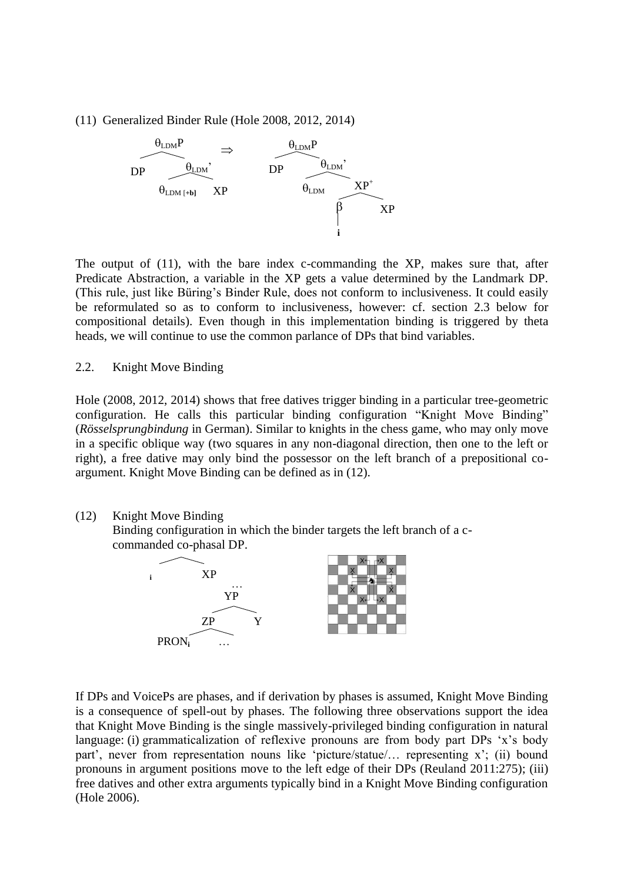(11) Generalized Binder Rule (Hole 2008, 2012, 2014)

```
        θLDMP                          θLDMP
       /     \          ⇒             /     \
     DP     θLDM'                   DP     θLDM'
            /    \                         /    \
     θLDM [+b]   XP                     θLDM    XP+
                                               /   \
                                              β     XP
                                              |
                                              i
```

The output of (11), with the bare index c-commanding the XP, makes sure that, after Predicate Abstraction, a variable in the XP gets a value determined by the Landmark DP. (This rule, just like Büring's Binder Rule, does not conform to inclusiveness. It could easily be reformulated so as to conform to inclusiveness, however: cf. section 2.3 below for compositional details). Even though in this implementation binding is triggered by theta heads, we will continue to use the common parlance of DPs that bind variables.

## 2.2. Knight Move Binding

Hole (2008, 2012, 2014) shows that free datives trigger binding in a particular tree-geometric configuration. He calls this particular binding configuration "Knight Move Binding" (*Rösselsprungbindung* in German). Similar to knights in the chess game, who may only move in a specific oblique way (two squares in any non-diagonal direction, then one to the left or right), a free dative may only bind the possessor on the left branch of a prepositional co-argument. Knight Move Binding can be defined as in (12).

(12) Knight Move Binding
Binding configuration in which the binder targets the left branch of a c-commanded co-phasal DP.

```
      /\
     i  XP
          …
          YP
         /  \
       ZP    Y
      /  \
  PRONi   …
```

If DPs and VoicePs are phases, and if derivation by phases is assumed, Knight Move Binding is a consequence of spell-out by phases. The following three observations support the idea that Knight Move Binding is the single massively-privileged binding configuration in natural language: (i) grammaticalization of reflexive pronouns are from body part DPs 'x's body part', never from representation nouns like 'picture/statue/… representing x'; (ii) bound pronouns in argument positions move to the left edge of their DPs (Reuland 2011:275); (iii) free datives and other extra arguments typically bind in a Knight Move Binding configuration (Hole 2006).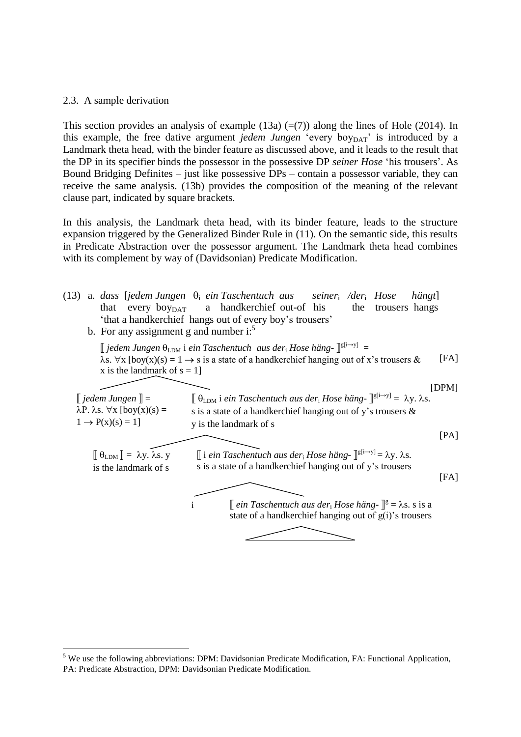### 2.3. A sample derivation

This section provides an analysis of example (13a) (=(7)) along the lines of Hole (2014). In this example, the free dative argument *jedem Jungen* 'every boy$_{DAT}$' is introduced by a Landmark theta head, with the binder feature as discussed above, and it leads to the result that the DP in its specifier binds the possessor in the possessive DP *seiner Hose* 'his trousers'. As Bound Bridging Definites – just like possessive DPs – contain a possessor variable, they can receive the same analysis. (13b) provides the composition of the meaning of the relevant clause part, indicated by square brackets.

In this analysis, the Landmark theta head, with its binder feature, leads to the structure expansion triggered by the Generalized Binder Rule in (11). On the semantic side, this results in Predicate Abstraction over the possessor argument. The Landmark theta head combines with its complement by way of (Davidsonian) Predicate Modification.

(13) a. *dass* [*jedem Jungen* $\theta_i$ *ein Taschentuch aus seiner*$_i$ */der*$_i$ *Hose hängt*]
that every boy$_{DAT}$ a handkerchief out-of his the trousers hangs
'that a handkerchief hangs out of every boy's trousers'

b. For any assignment g and number i:[5]

$⟦$ *jedem Jungen* $\theta_{LDM}$ i *ein Taschentuch aus der*$_i$ *Hose häng-* $⟧^{g[i\rightarrow y]}$ =
$\lambda$s. $\forall$x [boy(x)(s) = 1 $\rightarrow$ s is a state of a handkerchief hanging out of x's trousers & x is the landmark of s = 1] [FA]

[DPM]

$⟦$ *jedem Jungen* $⟧$ = $\lambda$P. $\lambda$s. $\forall$x [boy(x)(s) = 1 $\rightarrow$ P(x)(s) = 1]

$⟦$ $\theta_{LDM}$ i *ein Taschentuch aus der*$_i$ *Hose häng-* $⟧^{g[i\rightarrow y]}$ = $\lambda$y. $\lambda$s. s is a state of a handkerchief hanging out of y's trousers & y is the landmark of s

[PA]

$⟦$ $\theta_{LDM}$ $⟧$ = $\lambda$y. $\lambda$s. y is the landmark of s

$⟦$ i *ein Taschentuch aus der*$_i$ *Hose häng-* $⟧^{g[i\rightarrow y]}$ = $\lambda$y. $\lambda$s. s is a state of a handkerchief hanging out of y's trousers

[FA]

i

$⟦$ *ein Taschentuch aus der*$_i$ *Hose häng-* $⟧^{g}$ = $\lambda$s. s is a state of a handkerchief hanging out of g(i)'s trousers

---

[5] We use the following abbreviations: DPM: Davidsonian Predicate Modification, FA: Functional Application, PA: Predicate Abstraction, DPM: Davidsonian Predicate Modification.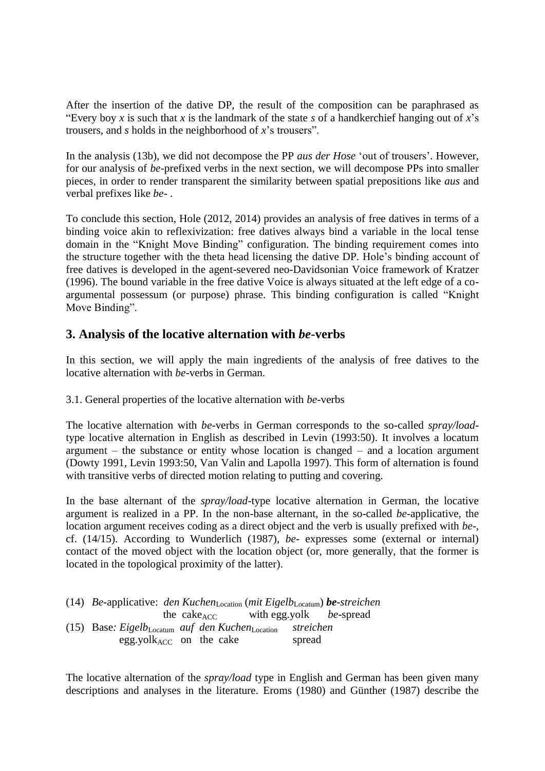After the insertion of the dative DP, the result of the composition can be paraphrased as "Every boy *x* is such that *x* is the landmark of the state *s* of a handkerchief hanging out of *x*'s trousers, and *s* holds in the neighborhood of *x*'s trousers".

In the analysis (13b), we did not decompose the PP *aus der Hose* 'out of trousers'. However, for our analysis of *be*-prefixed verbs in the next section, we will decompose PPs into smaller pieces, in order to render transparent the similarity between spatial prepositions like *aus* and verbal prefixes like *be-* .

To conclude this section, Hole (2012, 2014) provides an analysis of free datives in terms of a binding voice akin to reflexivization: free datives always bind a variable in the local tense domain in the "Knight Move Binding" configuration. The binding requirement comes into the structure together with the theta head licensing the dative DP. Hole's binding account of free datives is developed in the agent-severed neo-Davidsonian Voice framework of Kratzer (1996). The bound variable in the free dative Voice is always situated at the left edge of a co-argumental possessum (or purpose) phrase. This binding configuration is called "Knight Move Binding".

## 3. Analysis of the locative alternation with *be*-verbs

In this section, we will apply the main ingredients of the analysis of free datives to the locative alternation with *be*-verbs in German.

3.1. General properties of the locative alternation with *be*-verbs

The locative alternation with *be*-verbs in German corresponds to the so-called *spray/load*-type locative alternation in English as described in Levin (1993:50). It involves a locatum argument – the substance or entity whose location is changed – and a location argument (Dowty 1991, Levin 1993:50, Van Valin and Lapolla 1997). This form of alternation is found with transitive verbs of directed motion relating to putting and covering.

In the base alternant of the *spray/load*-type locative alternation in German, the locative argument is realized in a PP. In the non-base alternant, in the so-called *be*-applicative, the location argument receives coding as a direct object and the verb is usually prefixed with *be-*, cf. (14/15). According to Wunderlich (1987), *be-* expresses some (external or internal) contact of the moved object with the location object (or, more generally, that the former is located in the topological proximity of the latter).

(14) *Be*-applicative: *den Kuchen*$_{\text{Location}}$ (*mit Eigelb*$_{\text{Locatum}}$) ***be**-streichen*
the cake$_{\text{ACC}}$ with egg.yolk *be*-spread

(15) Base*: Eigelb*$_{\text{Locatum}}$ *auf den Kuchen*$_{\text{Location}}$ *streichen*
egg.yolk$_{\text{ACC}}$ on the cake spread

The locative alternation of the *spray/load* type in English and German has been given many descriptions and analyses in the literature. Eroms (1980) and Günther (1987) describe the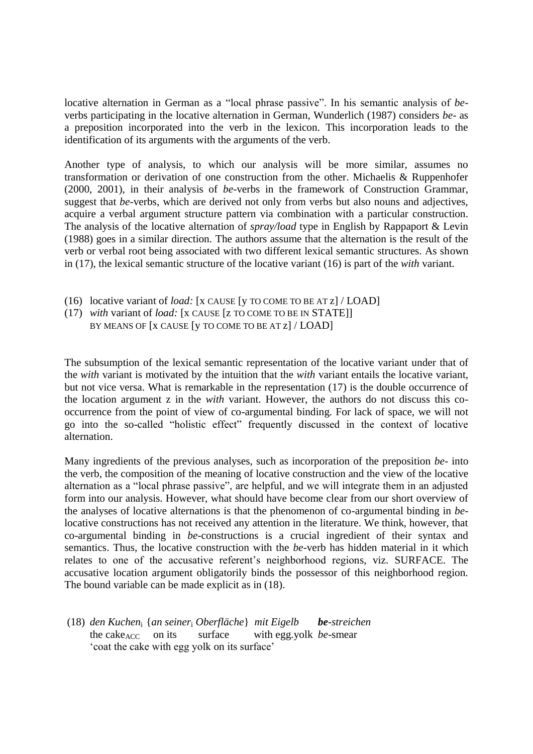locative alternation in German as a "local phrase passive". In his semantic analysis of *be*-verbs participating in the locative alternation in German, Wunderlich (1987) considers *be-* as a preposition incorporated into the verb in the lexicon. This incorporation leads to the identification of its arguments with the arguments of the verb.

Another type of analysis, to which our analysis will be more similar, assumes no transformation or derivation of one construction from the other. Michaelis & Ruppenhofer (2000, 2001), in their analysis of *be*-verbs in the framework of Construction Grammar, suggest that *be*-verbs, which are derived not only from verbs but also nouns and adjectives, acquire a verbal argument structure pattern via combination with a particular construction. The analysis of the locative alternation of *spray/load* type in English by Rappaport & Levin (1988) goes in a similar direction. The authors assume that the alternation is the result of the verb or verbal root being associated with two different lexical semantic structures. As shown in (17), the lexical semantic structure of the locative variant (16) is part of the *with* variant.

(16) locative variant of *load:* [x CAUSE [y TO COME TO BE AT z] / LOAD]

(17) *with* variant of *load:* [x CAUSE [z TO COME TO BE IN STATE]]
BY MEANS OF [x CAUSE [y TO COME TO BE AT z] / LOAD]

The subsumption of the lexical semantic representation of the locative variant under that of the *with* variant is motivated by the intuition that the *with* variant entails the locative variant, but not vice versa. What is remarkable in the representation (17) is the double occurrence of the location argument z in the *with* variant. However, the authors do not discuss this co-occurrence from the point of view of co-argumental binding. For lack of space, we will not go into the so-called "holistic effect" frequently discussed in the context of locative alternation.

Many ingredients of the previous analyses, such as incorporation of the preposition *be-* into the verb, the composition of the meaning of locative construction and the view of the locative alternation as a "local phrase passive", are helpful, and we will integrate them in an adjusted form into our analysis. However, what should have become clear from our short overview of the analyses of locative alternations is that the phenomenon of co-argumental binding in *be*-locative constructions has not received any attention in the literature. We think, however, that co-argumental binding in *be*-constructions is a crucial ingredient of their syntax and semantics. Thus, the locative construction with the *be*-verb has hidden material in it which relates to one of the accusative referent's neighborhood regions, viz. SURFACE. The accusative location argument obligatorily binds the possessor of this neighborhood region. The bound variable can be made explicit as in (18).

(18) *den Kuchen*$_i$ {*an seiner*$_i$ *Oberfläche*} *mit Eigelb* ***be**-streichen*
the cake$_{ACC}$ on its surface with egg.yolk *be*-smear
'coat the cake with egg yolk on its surface'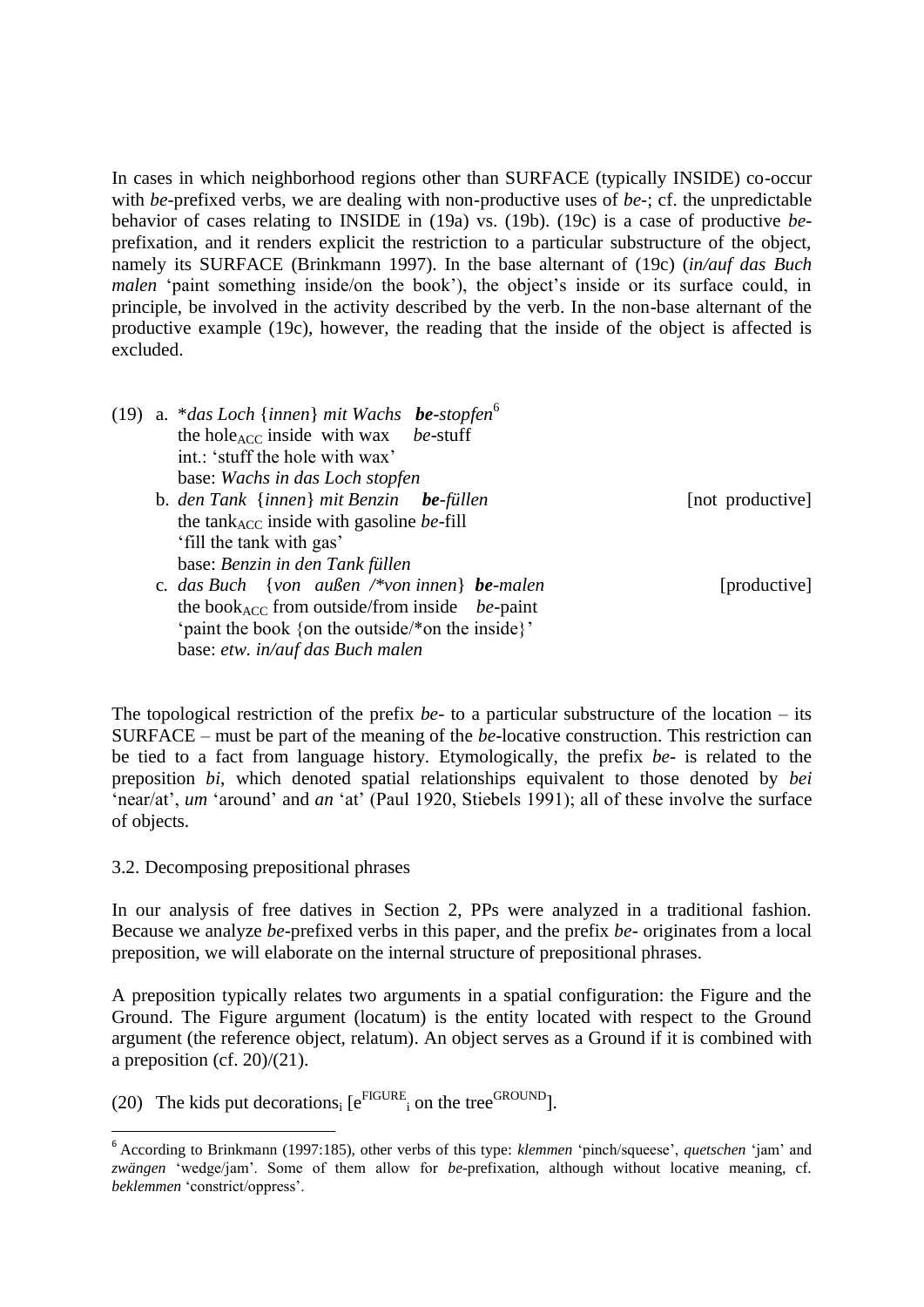In cases in which neighborhood regions other than SURFACE (typically INSIDE) co-occur with *be*-prefixed verbs, we are dealing with non-productive uses of *be-*; cf. the unpredictable behavior of cases relating to INSIDE in (19a) vs. (19b). (19c) is a case of productive *be*-prefixation, and it renders explicit the restriction to a particular substructure of the object, namely its SURFACE (Brinkmann 1997). In the base alternant of (19c) (*in/auf das Buch malen* 'paint something inside/on the book'), the object's inside or its surface could, in principle, be involved in the activity described by the verb. In the non-base alternant of the productive example (19c), however, the reading that the inside of the object is affected is excluded.

(19) a. \**das Loch* {*innen*} *mit Wachs* ***be**-stopfen*[6]
   the hole$_{ACC}$ inside with wax *be*-stuff
   int.: 'stuff the hole with wax'
   base: *Wachs in das Loch stopfen*

   b. *den Tank* {*innen*} *mit Benzin* ***be**-füllen* [not productive]
   the tank$_{ACC}$ inside with gasoline *be*-fill
   'fill the tank with gas'
   base: *Benzin in den Tank füllen*

   c. *das Buch* {*von außen* /\**von innen*} ***be**-malen* [productive]
   the book$_{ACC}$ from outside/from inside *be*-paint
   'paint the book {on the outside/\*on the inside}'
   base: *etw. in/auf das Buch malen*

The topological restriction of the prefix *be-* to a particular substructure of the location – its SURFACE – must be part of the meaning of the *be*-locative construction. This restriction can be tied to a fact from language history. Etymologically, the prefix *be-* is related to the preposition *bi*, which denoted spatial relationships equivalent to those denoted by *bei* 'near/at', *um* 'around' and *an* 'at' (Paul 1920, Stiebels 1991); all of these involve the surface of objects.

### 3.2. Decomposing prepositional phrases

In our analysis of free datives in Section 2, PPs were analyzed in a traditional fashion. Because we analyze *be*-prefixed verbs in this paper, and the prefix *be-* originates from a local preposition, we will elaborate on the internal structure of prepositional phrases.

A preposition typically relates two arguments in a spatial configuration: the Figure and the Ground. The Figure argument (locatum) is the entity located with respect to the Ground argument (the reference object, relatum). An object serves as a Ground if it is combined with a preposition (cf. 20)/(21).

(20) The kids put decorations$_i$ [$e^{FIGURE}_i$ on the tree$^{GROUND}$].

---

[6] According to Brinkmann (1997:185), other verbs of this type: *klemmen* 'pinch/squeese', *quetschen* 'jam' and *zwängen* 'wedge/jam'. Some of them allow for *be*-prefixation, although without locative meaning, cf. *beklemmen* 'constrict/oppress'.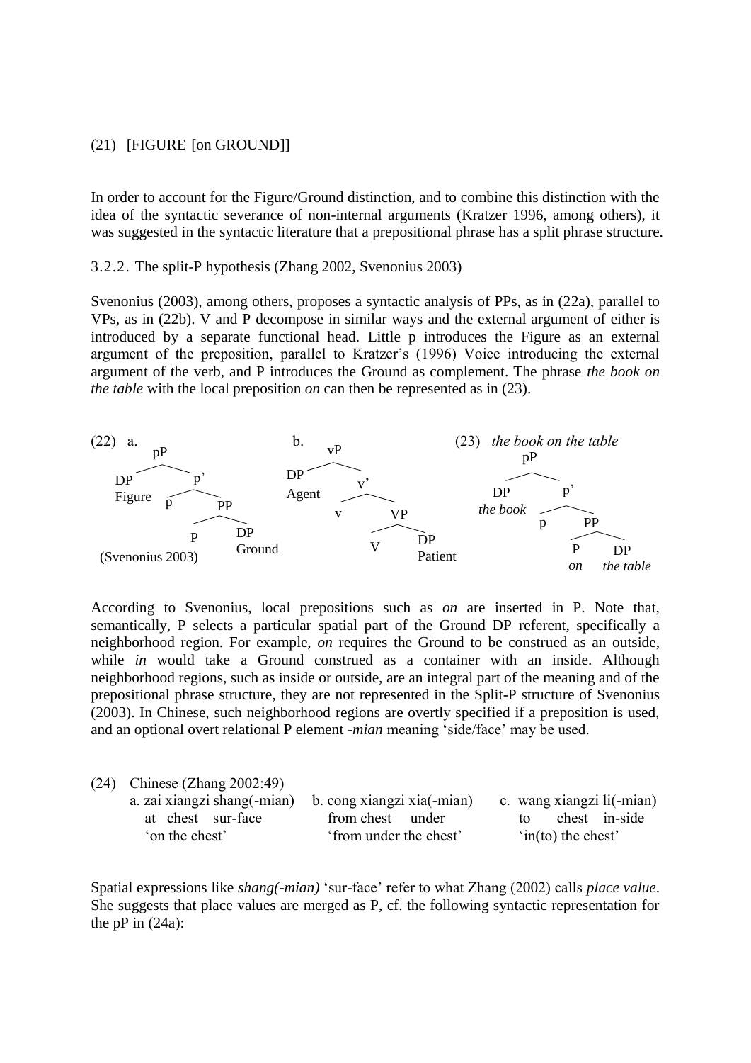(21) [FIGURE [on GROUND]]

In order to account for the Figure/Ground distinction, and to combine this distinction with the idea of the syntactic severance of non-internal arguments (Kratzer 1996, among others), it was suggested in the syntactic literature that a prepositional phrase has a split phrase structure.

3.2.2. The split-P hypothesis (Zhang 2002, Svenonius 2003)

Svenonius (2003), among others, proposes a syntactic analysis of PPs, as in (22a), parallel to VPs, as in (22b). V and P decompose in similar ways and the external argument of either is introduced by a separate functional head. Little p introduces the Figure as an external argument of the preposition, parallel to Kratzer's (1996) Voice introducing the external argument of the verb, and P introduces the Ground as complement. The phrase *the book on the table* with the local preposition *on* can then be represented as in (23).

(22) a. [pP DP Figure [p' p [PP P DP Ground]]] (Svenonius 2003)

b. [vP DP Agent [v' v [VP V DP Patient]]]

(23) *the book on the table*

[pP DP *the book* [p' p [PP P *on* DP *the table*]]]

According to Svenonius, local prepositions such as *on* are inserted in P. Note that, semantically, P selects a particular spatial part of the Ground DP referent, specifically a neighborhood region. For example, *on* requires the Ground to be construed as an outside, while *in* would take a Ground construed as a container with an inside. Although neighborhood regions, such as inside or outside, are an integral part of the meaning and of the prepositional phrase structure, they are not represented in the Split-P structure of Svenonius (2003). In Chinese, such neighborhood regions are overtly specified if a preposition is used, and an optional overt relational P element *-mian* meaning 'side/face' may be used.

(24) Chinese (Zhang 2002:49)

a. zai xiangzi shang(-mian)
   at chest sur-face
   'on the chest'

b. cong xiangzi xia(-mian)
   from chest under
   'from under the chest'

c. wang xiangzi li(-mian)
   to chest in-side
   'in(to) the chest'

Spatial expressions like *shang(-mian)* 'sur-face' refer to what Zhang (2002) calls *place value*. She suggests that place values are merged as P, cf. the following syntactic representation for the pP in (24a):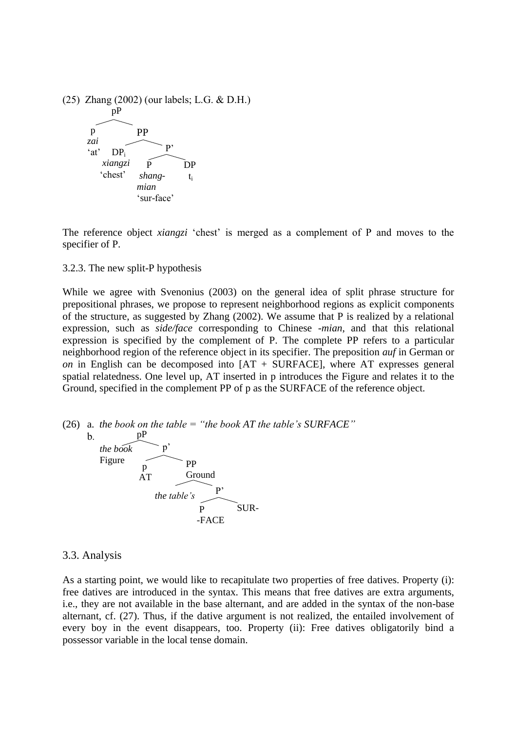(25) Zhang (2002) (our labels; L.G. & D.H.)

```
pP
├── p
│   zai
│   'at'
└── PP
    ├── DP_i
    │   xiangzi
    │   'chest'
    └── P'
        ├── P
        │   shang-
        │   mian
        │   'sur-face'
        └── DP
            t_i
```

The reference object *xiangzi* 'chest' is merged as a complement of P and moves to the specifier of P.

3.2.3. The new split-P hypothesis

While we agree with Svenonius (2003) on the general idea of split phrase structure for prepositional phrases, we propose to represent neighborhood regions as explicit components of the structure, as suggested by Zhang (2002). We assume that P is realized by a relational expression, such as *side/face* corresponding to Chinese *-mian*, and that this relational expression is specified by the complement of P. The complete PP refers to a particular neighborhood region of the reference object in its specifier. The preposition *auf* in German or *on* in English can be decomposed into [AT + SURFACE], where AT expresses general spatial relatedness. One level up, AT inserted in p introduces the Figure and relates it to the Ground, specified in the complement PP of p as the SURFACE of the reference object.

(26) a. *the book on the table = "the book AT the table's SURFACE"*

b.

```
pP
├── the book
│   Figure
└── p'
    ├── p
    │   AT
    └── PP
        Ground
        ├── the table's
        └── P'
            ├── P
            │   -FACE
            └── SUR-
```

## 3.3. Analysis

As a starting point, we would like to recapitulate two properties of free datives. Property (i): free datives are introduced in the syntax. This means that free datives are extra arguments, i.e., they are not available in the base alternant, and are added in the syntax of the non-base alternant, cf. (27). Thus, if the dative argument is not realized, the entailed involvement of every boy in the event disappears, too. Property (ii): Free datives obligatorily bind a possessor variable in the local tense domain.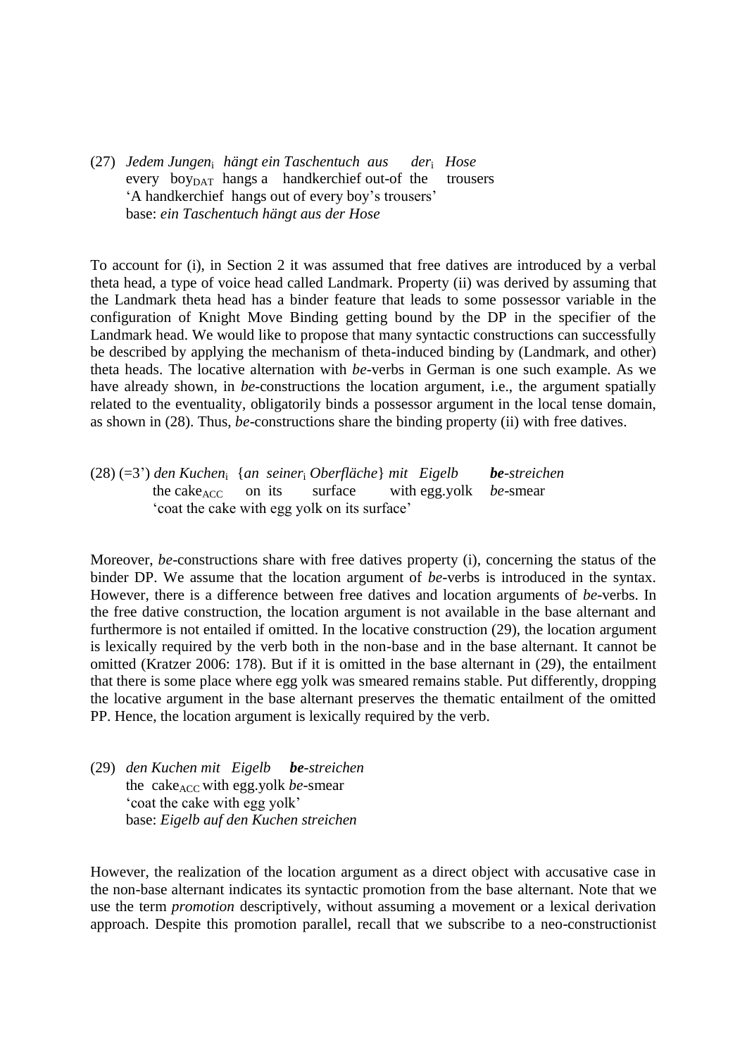(27) *Jedem Jungen*$_i$ *hängt ein Taschentuch aus der*$_i$ *Hose*
every boy$_{DAT}$ hangs a handkerchief out-of the trousers
'A handkerchief hangs out of every boy's trousers'
base: *ein Taschentuch hängt aus der Hose*

To account for (i), in Section 2 it was assumed that free datives are introduced by a verbal theta head, a type of voice head called Landmark. Property (ii) was derived by assuming that the Landmark theta head has a binder feature that leads to some possessor variable in the configuration of Knight Move Binding getting bound by the DP in the specifier of the Landmark head. We would like to propose that many syntactic constructions can successfully be described by applying the mechanism of theta-induced binding by (Landmark, and other) theta heads. The locative alternation with *be*-verbs in German is one such example. As we have already shown, in *be*-constructions the location argument, i.e., the argument spatially related to the eventuality, obligatorily binds a possessor argument in the local tense domain, as shown in (28). Thus, *be*-constructions share the binding property (ii) with free datives.

(28) (=3') *den Kuchen*$_i$ {*an seiner*$_i$ *Oberfläche*} *mit Eigelb* ***be****-streichen*
the cake$_{ACC}$ on its surface with egg.yolk *be*-smear
'coat the cake with egg yolk on its surface'

Moreover, *be*-constructions share with free datives property (i), concerning the status of the binder DP. We assume that the location argument of *be*-verbs is introduced in the syntax. However, there is a difference between free datives and location arguments of *be*-verbs. In the free dative construction, the location argument is not available in the base alternant and furthermore is not entailed if omitted. In the locative construction (29), the location argument is lexically required by the verb both in the non-base and in the base alternant. It cannot be omitted (Kratzer 2006: 178). But if it is omitted in the base alternant in (29), the entailment that there is some place where egg yolk was smeared remains stable. Put differently, dropping the locative argument in the base alternant preserves the thematic entailment of the omitted PP. Hence, the location argument is lexically required by the verb.

(29) *den Kuchen mit Eigelb* ***be****-streichen*
the cake$_{ACC}$ with egg.yolk *be*-smear
'coat the cake with egg yolk'
base: *Eigelb auf den Kuchen streichen*

However, the realization of the location argument as a direct object with accusative case in the non-base alternant indicates its syntactic promotion from the base alternant. Note that we use the term *promotion* descriptively, without assuming a movement or a lexical derivation approach. Despite this promotion parallel, recall that we subscribe to a neo-constructionist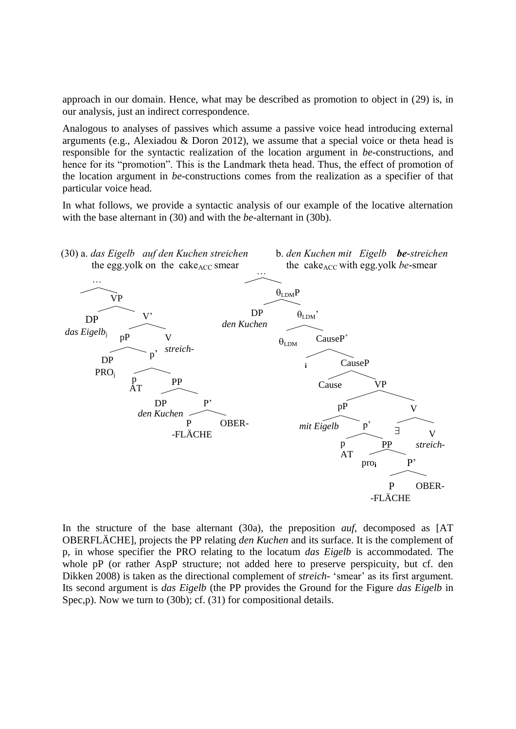approach in our domain. Hence, what may be described as promotion to object in (29) is, in our analysis, just an indirect correspondence.

Analogous to analyses of passives which assume a passive voice head introducing external arguments (e.g., Alexiadou & Doron 2012), we assume that a special voice or theta head is responsible for the syntactic realization of the location argument in *be*-constructions, and hence for its "promotion". This is the Landmark theta head. Thus, the effect of promotion of the location argument in *be*-constructions comes from the realization as a specifier of that particular voice head.

In what follows, we provide a syntactic analysis of our example of the locative alternation with the base alternant in (30) and with the *be*-alternant in (30b).

(30) a. *das Eigelb auf den Kuchen streichen*
the egg.yolk on the cake$_{ACC}$ smear

b. *den Kuchen mit Eigelb **be**-streichen*
the cake$_{ACC}$ with egg.yolk *be*-smear

(30a): [… [VP [DP *das Eigelb*$_j$] [V' [pP [DP PRO$_j$] [p' [p AT] [PP [DP *den Kuchen*] [P' [P -FLÄCHE] [OBER-]]]]] [V *streich-*]]]]

(30b): [… [$\theta_{LDM}$P [DP *den Kuchen*] [$\theta_{LDM}$' [$\theta_{LDM}$] [CauseP$^+$ [i] [CauseP [Cause] [VP [pP [*mit Eigelb*] [p' [p AT] [PP [pro$_i$] [P' [P -FLÄCHE] [OBER-]]]]] [V [$\exists$] [V *streich-*]]]]]]]]

In the structure of the base alternant (30a), the preposition *auf*, decomposed as [AT OBERFLÄCHE], projects the PP relating *den Kuchen* and its surface. It is the complement of p, in whose specifier the PRO relating to the locatum *das Eigelb* is accommodated. The whole pP (or rather AspP structure; not added here to preserve perspicuity, but cf. den Dikken 2008) is taken as the directional complement of *streich-* 'smear' as its first argument. Its second argument is *das Eigelb* (the PP provides the Ground for the Figure *das Eigelb* in Spec,p). Now we turn to (30b); cf. (31) for compositional details.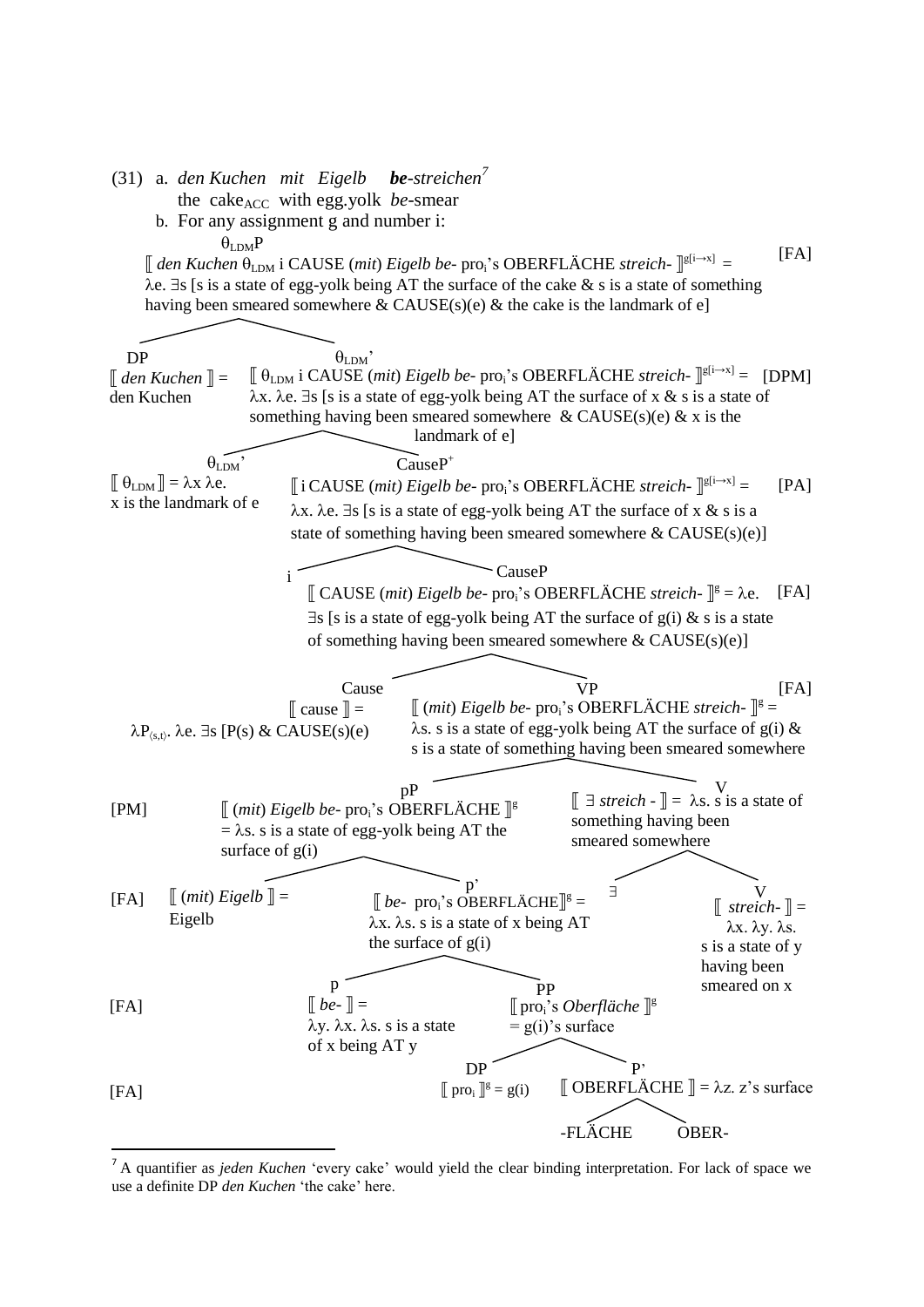(31) a. *den Kuchen mit Eigelb* ***be**-streichen*[7]

the cake$_{ACC}$ with egg.yolk *be*-smear

b. For any assignment g and number i:

$\theta_{LDM}$P [FA]

⟦ *den Kuchen* $\theta_{LDM}$ i CAUSE (*mit*) *Eigelb be*- pro$_i$'s OBERFLÄCHE *streich*- ⟧$^{g[i\rightarrow x]}$ =
λe. ∃s [s is a state of egg-yolk being AT the surface of the cake & s is a state of something having been smeared somewhere & CAUSE(s)(e) & the cake is the landmark of e]

DP
⟦ *den Kuchen* ⟧ = den Kuchen

$\theta_{LDM}$' [DPM]
⟦ $\theta_{LDM}$ i CAUSE (*mit*) *Eigelb be*- pro$_i$'s OBERFLÄCHE *streich*- ⟧$^{g[i\rightarrow x]}$ =
λx. λe. ∃s [s is a state of egg-yolk being AT the surface of x & s is a state of something having been smeared somewhere & CAUSE(s)(e) & x is the landmark of e]

$\theta_{LDM}$'
⟦ $\theta_{LDM}$ ⟧ = λx λe. x is the landmark of e

CauseP$^{+}$ [PA]
⟦ i CAUSE (*mit*) *Eigelb be*- pro$_i$'s OBERFLÄCHE *streich*- ⟧$^{g[i\rightarrow x]}$ =
λx. λe. ∃s [s is a state of egg-yolk being AT the surface of x & s is a state of something having been smeared somewhere & CAUSE(s)(e)]

i

CauseP [FA]
⟦ CAUSE (*mit*) *Eigelb be*- pro$_i$'s OBERFLÄCHE *streich*- ⟧$^{g}$ = λe. ∃s [s is a state of egg-yolk being AT the surface of g(i) & s is a state of something having been smeared somewhere & CAUSE(s)(e)]

Cause
⟦ cause ⟧ = $\lambda P_{\langle s,t\rangle}$. λe. ∃s [P(s) & CAUSE(s)(e)

VP [FA]
⟦ (*mit*) *Eigelb be*- pro$_i$'s OBERFLÄCHE *streich*- ⟧$^{g}$ =
λs. s is a state of egg-yolk being AT the surface of g(i) & s is a state of something having been smeared somewhere

pP [PM]
⟦ (*mit*) *Eigelb be*- pro$_i$'s OBERFLÄCHE ⟧$^{g}$ = λs. s is a state of egg-yolk being AT the surface of g(i)

V
⟦ ∃ *streich* - ⟧ = λs. s is a state of something having been smeared somewhere

[FA] ⟦ (*mit*) *Eigelb* ⟧ = Eigelb

p'
⟦ *be*- pro$_i$'s OBERFLÄCHE⟧$^{g}$ = λx. λs. s is a state of x being AT the surface of g(i)

∃

V
⟦ *streich*- ⟧ = λx. λy. λs. s is a state of y having been smeared on x

[FA] p
⟦ *be*- ⟧ = λy. λx. λs. s is a state of x being AT y

PP
⟦ pro$_i$'s *Oberfläche* ⟧$^{g}$ = g(i)'s surface

[FA] DP
⟦ pro$_i$ ⟧$^{g}$ = g(i)

P'
⟦ OBERFLÄCHE ⟧ = λz. z's surface

-FLÄCHE OBER-

---

[7] A quantifier as *jeden Kuchen* 'every cake' would yield the clear binding interpretation. For lack of space we use a definite DP *den Kuchen* 'the cake' here.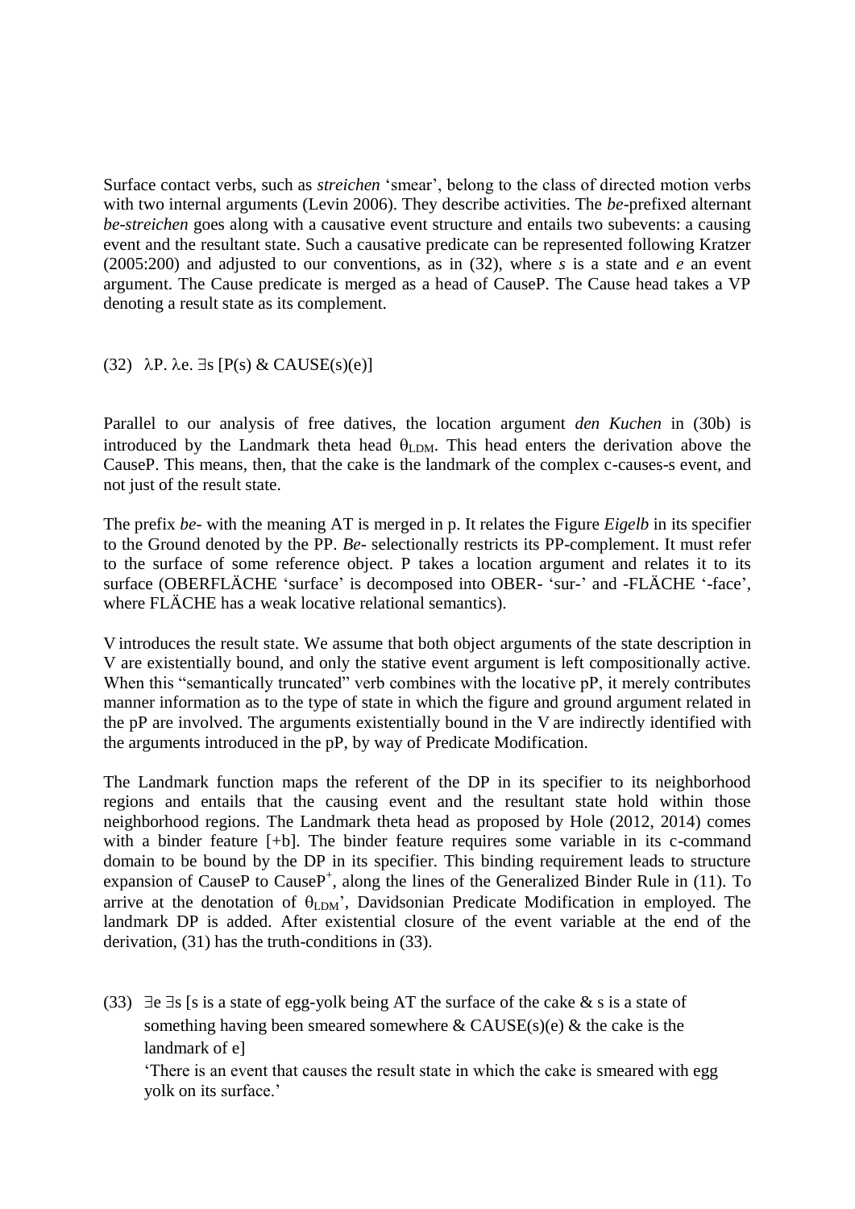Surface contact verbs, such as *streichen* 'smear', belong to the class of directed motion verbs with two internal arguments (Levin 2006). They describe activities. The *be*-prefixed alternant *be-streichen* goes along with a causative event structure and entails two subevents: a causing event and the resultant state. Such a causative predicate can be represented following Kratzer (2005:200) and adjusted to our conventions, as in (32), where *s* is a state and *e* an event argument. The Cause predicate is merged as a head of CauseP. The Cause head takes a VP denoting a result state as its complement.

(32) $\lambda$P. $\lambda$e. $\exists$s [P(s) & CAUSE(s)(e)]

Parallel to our analysis of free datives, the location argument *den Kuchen* in (30b) is introduced by the Landmark theta head $\theta_{LDM}$. This head enters the derivation above the CauseP. This means, then, that the cake is the landmark of the complex c-causes-s event, and not just of the result state.

The prefix *be-* with the meaning AT is merged in p. It relates the Figure *Eigelb* in its specifier to the Ground denoted by the PP. *Be-* selectionally restricts its PP-complement. It must refer to the surface of some reference object. P takes a location argument and relates it to its surface (OBERFLÄCHE 'surface' is decomposed into OBER- 'sur-' and -FLÄCHE '-face', where FLÄCHE has a weak locative relational semantics).

V introduces the result state. We assume that both object arguments of the state description in V are existentially bound, and only the stative event argument is left compositionally active. When this "semantically truncated" verb combines with the locative pP, it merely contributes manner information as to the type of state in which the figure and ground argument related in the pP are involved. The arguments existentially bound in the V are indirectly identified with the arguments introduced in the pP, by way of Predicate Modification.

The Landmark function maps the referent of the DP in its specifier to its neighborhood regions and entails that the causing event and the resultant state hold within those neighborhood regions. The Landmark theta head as proposed by Hole (2012, 2014) comes with a binder feature [+b]. The binder feature requires some variable in its c-command domain to be bound by the DP in its specifier. This binding requirement leads to structure expansion of CauseP to CauseP$^{+}$, along the lines of the Generalized Binder Rule in (11). To arrive at the denotation of $\theta_{LDM}$', Davidsonian Predicate Modification in employed. The landmark DP is added. After existential closure of the event variable at the end of the derivation, (31) has the truth-conditions in (33).

(33) $\exists$e $\exists$s [s is a state of egg-yolk being AT the surface of the cake & s is a state of something having been smeared somewhere & CAUSE(s)(e) & the cake is the landmark of e]
'There is an event that causes the result state in which the cake is smeared with egg yolk on its surface.'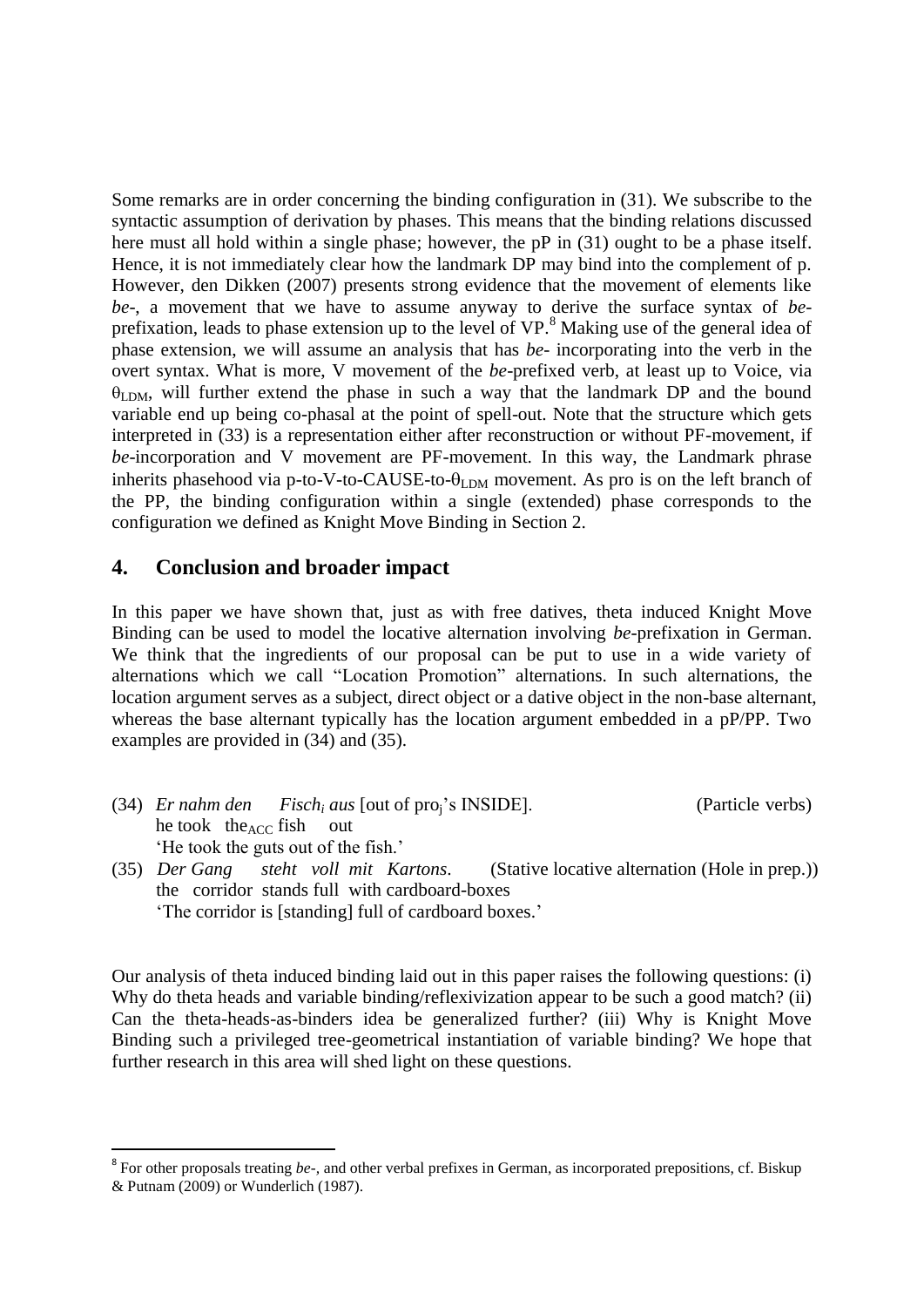Some remarks are in order concerning the binding configuration in (31). We subscribe to the syntactic assumption of derivation by phases. This means that the binding relations discussed here must all hold within a single phase; however, the pP in (31) ought to be a phase itself. Hence, it is not immediately clear how the landmark DP may bind into the complement of p. However, den Dikken (2007) presents strong evidence that the movement of elements like *be-*, a movement that we have to assume anyway to derive the surface syntax of *be*-prefixation, leads to phase extension up to the level of VP.[8] Making use of the general idea of phase extension, we will assume an analysis that has *be-* incorporating into the verb in the overt syntax. What is more, V movement of the *be*-prefixed verb, at least up to Voice, via $\theta_{LDM}$, will further extend the phase in such a way that the landmark DP and the bound variable end up being co-phasal at the point of spell-out. Note that the structure which gets interpreted in (33) is a representation either after reconstruction or without PF-movement, if *be*-incorporation and V movement are PF-movement. In this way, the Landmark phrase inherits phasehood via p-to-V-to-CAUSE-to-$\theta_{LDM}$ movement. As pro is on the left branch of the PP, the binding configuration within a single (extended) phase corresponds to the configuration we defined as Knight Move Binding in Section 2.

## 4. Conclusion and broader impact

In this paper we have shown that, just as with free datives, theta induced Knight Move Binding can be used to model the locative alternation involving *be*-prefixation in German. We think that the ingredients of our proposal can be put to use in a wide variety of alternations which we call "Location Promotion" alternations. In such alternations, the location argument serves as a subject, direct object or a dative object in the non-base alternant, whereas the base alternant typically has the location argument embedded in a pP/PP. Two examples are provided in (34) and (35).

(34) *Er nahm den Fisch$_i$ aus* [out of pro$_j$'s INSIDE]. (Particle verbs)
he took the$_{ACC}$ fish out
'He took the guts out of the fish.'

(35) *Der Gang steht voll mit Kartons*. (Stative locative alternation (Hole in prep.))
the corridor stands full with cardboard-boxes
'The corridor is [standing] full of cardboard boxes.'

Our analysis of theta induced binding laid out in this paper raises the following questions: (i) Why do theta heads and variable binding/reflexivization appear to be such a good match? (ii) Can the theta-heads-as-binders idea be generalized further? (iii) Why is Knight Move Binding such a privileged tree-geometrical instantiation of variable binding? We hope that further research in this area will shed light on these questions.

[8] For other proposals treating *be-*, and other verbal prefixes in German, as incorporated prepositions, cf. Biskup & Putnam (2009) or Wunderlich (1987).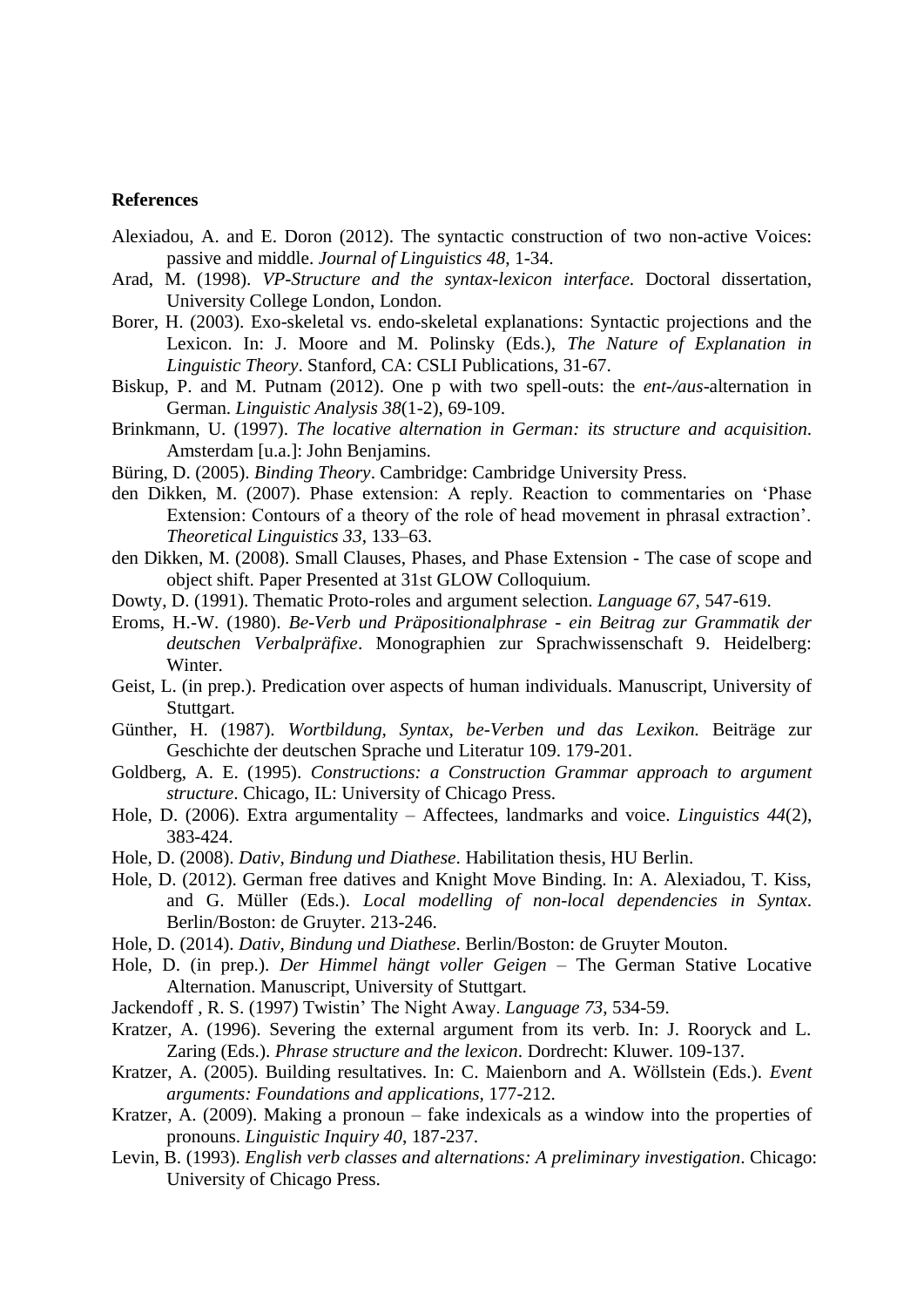**References**

Alexiadou, A. and E. Doron (2012). The syntactic construction of two non-active Voices: passive and middle. *Journal of Linguistics 48*, 1-34.

Arad, M. (1998). *VP-Structure and the syntax-lexicon interface*. Doctoral dissertation, University College London, London.

Borer, H. (2003). Exo-skeletal vs. endo-skeletal explanations: Syntactic projections and the Lexicon. In: J. Moore and M. Polinsky (Eds.), *The Nature of Explanation in Linguistic Theory*. Stanford, CA: CSLI Publications, 31-67.

Biskup, P. and M. Putnam (2012). One p with two spell-outs: the *ent-/aus*-alternation in German. *Linguistic Analysis 38*(1-2), 69-109.

Brinkmann, U. (1997). *The locative alternation in German: its structure and acquisition.* Amsterdam [u.a.]: John Benjamins.

Büring, D. (2005). *Binding Theory*. Cambridge: Cambridge University Press.

den Dikken, M. (2007). Phase extension: A reply. Reaction to commentaries on 'Phase Extension: Contours of a theory of the role of head movement in phrasal extraction'. *Theoretical Linguistics 33*, 133–63.

den Dikken, M. (2008). Small Clauses, Phases, and Phase Extension - The case of scope and object shift. Paper Presented at 31st GLOW Colloquium.

Dowty, D. (1991). Thematic Proto-roles and argument selection. *Language 67*, 547-619.

Eroms, H.-W. (1980). *Be-Verb und Präpositionalphrase - ein Beitrag zur Grammatik der deutschen Verbalpräfixe*. Monographien zur Sprachwissenschaft 9. Heidelberg: Winter.

Geist, L. (in prep.). Predication over aspects of human individuals. Manuscript, University of Stuttgart.

Günther, H. (1987). *Wortbildung, Syntax, be-Verben und das Lexikon.* Beiträge zur Geschichte der deutschen Sprache und Literatur 109. 179-201.

Goldberg, A. E. (1995). *Constructions: a Construction Grammar approach to argument structure*. Chicago, IL: University of Chicago Press.

Hole, D. (2006). Extra argumentality – Affectees, landmarks and voice. *Linguistics 44*(2), 383-424.

Hole, D. (2008). *Dativ, Bindung und Diathese*. Habilitation thesis, HU Berlin.

Hole, D. (2012). German free datives and Knight Move Binding. In: A. Alexiadou, T. Kiss, and G. Müller (Eds.). *Local modelling of non-local dependencies in Syntax*. Berlin/Boston: de Gruyter. 213-246.

Hole, D. (2014). *Dativ, Bindung und Diathese*. Berlin/Boston: de Gruyter Mouton.

Hole, D. (in prep.). *Der Himmel hängt voller Geigen* – The German Stative Locative Alternation. Manuscript, University of Stuttgart.

Jackendoff , R. S. (1997) Twistin' The Night Away. *Language 73*, 534-59.

Kratzer, A. (1996). Severing the external argument from its verb. In: J. Rooryck and L. Zaring (Eds.). *Phrase structure and the lexicon*. Dordrecht: Kluwer. 109-137.

Kratzer, A. (2005). Building resultatives. In: C. Maienborn and A. Wöllstein (Eds.). *Event arguments: Foundations and applications*, 177-212.

Kratzer, A. (2009). Making a pronoun – fake indexicals as a window into the properties of pronouns. *Linguistic Inquiry 40*, 187-237.

Levin, B. (1993). *English verb classes and alternations: A preliminary investigation*. Chicago: University of Chicago Press.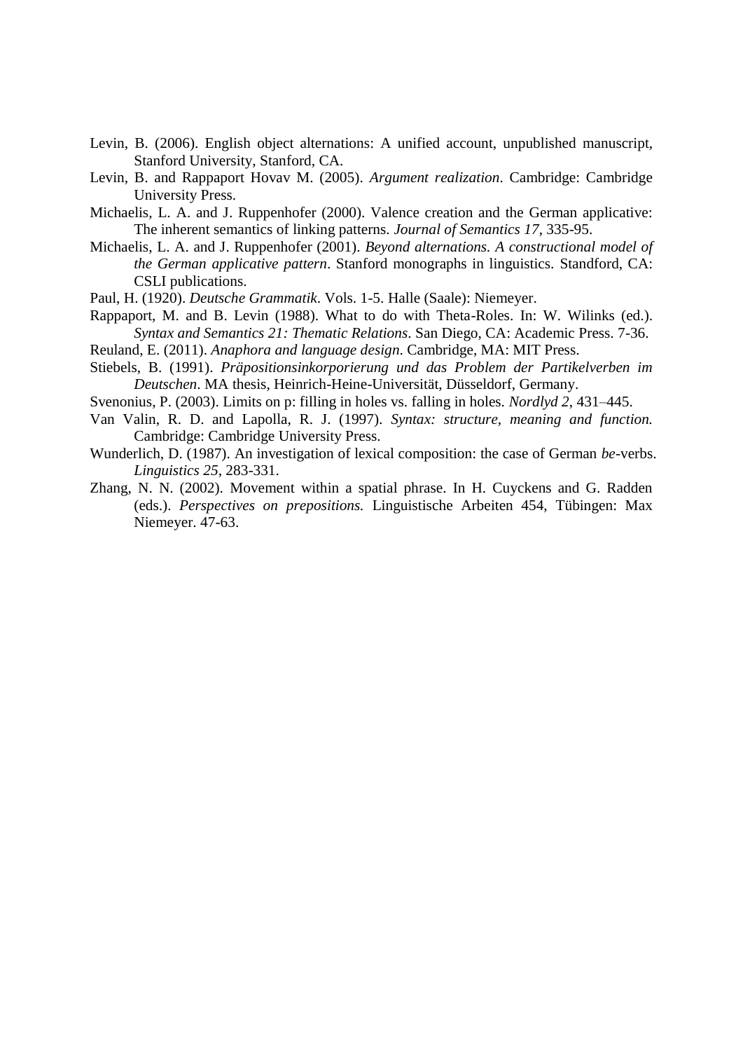Levin, B. (2006). English object alternations: A unified account, unpublished manuscript, Stanford University, Stanford, CA.

Levin, B. and Rappaport Hovav M. (2005). *Argument realization*. Cambridge: Cambridge University Press.

Michaelis, L. A. and J. Ruppenhofer (2000). Valence creation and the German applicative: The inherent semantics of linking patterns. *Journal of Semantics 17*, 335-95.

Michaelis, L. A. and J. Ruppenhofer (2001). *Beyond alternations. A constructional model of the German applicative pattern*. Stanford monographs in linguistics. Standford, CA: CSLI publications.

Paul, H. (1920). *Deutsche Grammatik*. Vols. 1-5. Halle (Saale): Niemeyer.

Rappaport, M. and B. Levin (1988). What to do with Theta-Roles. In: W. Wilinks (ed.). *Syntax and Semantics 21: Thematic Relations*. San Diego, CA: Academic Press. 7-36.

Reuland, E. (2011). *Anaphora and language design*. Cambridge, MA: MIT Press.

Stiebels, B. (1991). *Präpositionsinkorporierung und das Problem der Partikelverben im Deutschen*. MA thesis, Heinrich-Heine-Universität, Düsseldorf, Germany.

Svenonius, P. (2003). Limits on p: filling in holes vs. falling in holes. *Nordlyd 2*, 431–445.

Van Valin, R. D. and Lapolla, R. J. (1997). *Syntax: structure, meaning and function.* Cambridge: Cambridge University Press.

Wunderlich, D. (1987). An investigation of lexical composition: the case of German *be*-verbs. *Linguistics 25*, 283-331.

Zhang, N. N. (2002). Movement within a spatial phrase. In H. Cuyckens and G. Radden (eds.). *Perspectives on prepositions.* Linguistische Arbeiten 454, Tübingen: Max Niemeyer. 47-63.